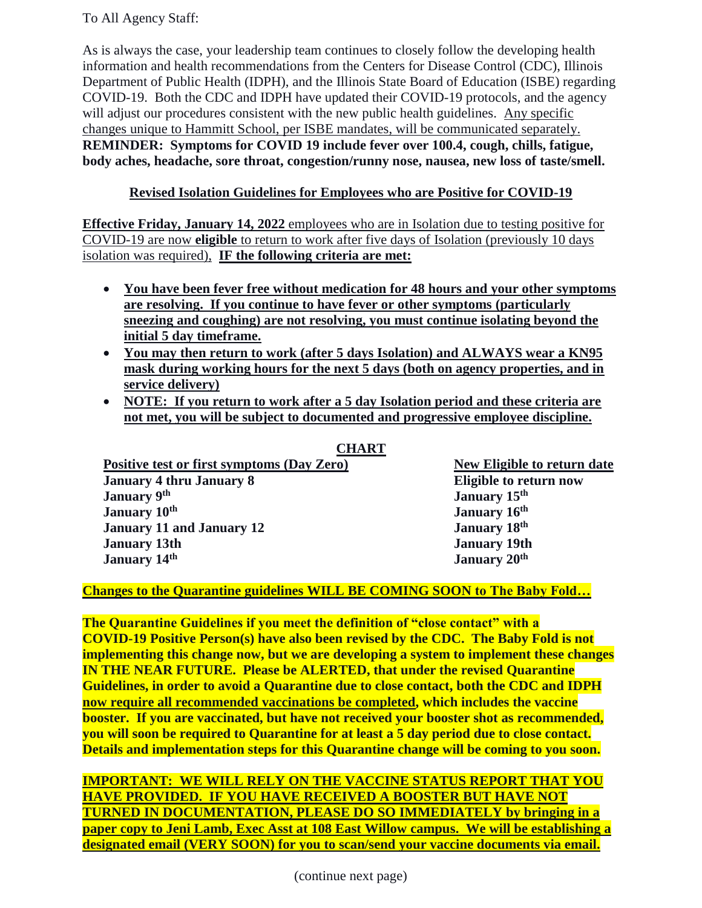To All Agency Staff:

As is always the case, your leadership team continues to closely follow the developing health information and health recommendations from the Centers for Disease Control (CDC), Illinois Department of Public Health (IDPH), and the Illinois State Board of Education (ISBE) regarding COVID-19. Both the CDC and IDPH have updated their COVID-19 protocols, and the agency will adjust our procedures consistent with the new public health guidelines. Any specific changes unique to Hammitt School, per ISBE mandates, will be communicated separately.

**REMINDER: Symptoms for COVID 19 include fever over 100.4, cough, chills, fatigue, body aches, headache, sore throat, congestion/runny nose, nausea, new loss of taste/smell.**

## Revised Isolation Guidelines for Employees who are Positive for COVID-19

**Effective Friday, January 14, 2022** employees who are in Isolation due to testing positive for COVID-19 are now **eligible** to return to work after five days of Isolation (previously 10 days isolation was required), **IF the following criteria are met:**

- **You have been fever free without medication for 48 hours and your other symptoms are resolving. If you continue to have fever or other symptoms (particularly sneezing and coughing) are not resolving, you must continue isolating beyond the initial 5 day timeframe.**
- **You may then return to work (after 5 days Isolation) and ALWAYS wear a KN95 mask during working hours for the next 5 days (both on agency properties, and in service delivery)**
- **NOTE: If you return to work after a 5 day Isolation period and these criteria are not met, you will be subject to documented and progressive employee discipline.**

**CHART**

| Positive test or first symptoms (Day Zero) | New Eligible to return date |
|---|---|
| **January 4 thru January 8** | **Eligible to return now** |
| **January 9th** | **January 15th** |
| **January 10th** | **January 16th** |
| **January 11 and January 12** | **January 18th** |
| **January 13th** | **January 19th** |
| **January 14th** | **January 20th** |

**Changes to the Quarantine guidelines WILL BE COMING SOON to The Baby Fold…**

**The Quarantine Guidelines if you meet the definition of "close contact" with a COVID-19 Positive Person(s) have also been revised by the CDC. The Baby Fold is not implementing this change now, but we are developing a system to implement these changes IN THE NEAR FUTURE. Please be ALERTED, that under the revised Quarantine Guidelines, in order to avoid a Quarantine due to close contact, both the CDC and IDPH now require all recommended vaccinations be completed, which includes the vaccine booster. If you are vaccinated, but have not received your booster shot as recommended, you will soon be required to Quarantine for at least a 5 day period due to close contact. Details and implementation steps for this Quarantine change will be coming to you soon.**

**IMPORTANT: WE WILL RELY ON THE VACCINE STATUS REPORT THAT YOU HAVE PROVIDED. IF YOU HAVE RECEIVED A BOOSTER BUT HAVE NOT TURNED IN DOCUMENTATION, PLEASE DO SO IMMEDIATELY by bringing in a paper copy to Jeni Lamb, Exec Asst at 108 East Willow campus. We will be establishing a designated email (VERY SOON) for you to scan/send your vaccine documents via email.**

(continue next page)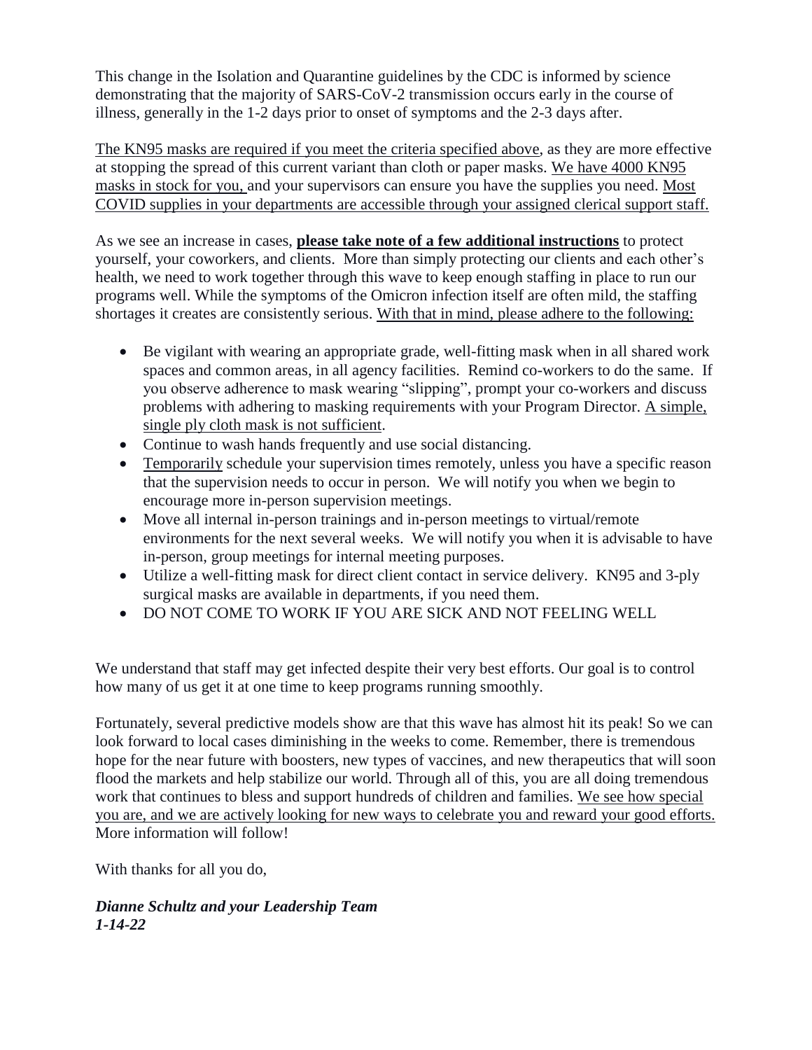This change in the Isolation and Quarantine guidelines by the CDC is informed by science demonstrating that the majority of SARS-CoV-2 transmission occurs early in the course of illness, generally in the 1-2 days prior to onset of symptoms and the 2-3 days after.

The KN95 masks are required if you meet the criteria specified above, as they are more effective at stopping the spread of this current variant than cloth or paper masks. We have 4000 KN95 masks in stock for you, and your supervisors can ensure you have the supplies you need. Most COVID supplies in your departments are accessible through your assigned clerical support staff.

As we see an increase in cases, **please take note of a few additional instructions** to protect yourself, your coworkers, and clients. More than simply protecting our clients and each other's health, we need to work together through this wave to keep enough staffing in place to run our programs well. While the symptoms of the Omicron infection itself are often mild, the staffing shortages it creates are consistently serious. With that in mind, please adhere to the following:

- Be vigilant with wearing an appropriate grade, well-fitting mask when in all shared work spaces and common areas, in all agency facilities. Remind co-workers to do the same. If you observe adherence to mask wearing "slipping", prompt your co-workers and discuss problems with adhering to masking requirements with your Program Director. A simple, single ply cloth mask is not sufficient.
- Continue to wash hands frequently and use social distancing.
- Temporarily schedule your supervision times remotely, unless you have a specific reason that the supervision needs to occur in person. We will notify you when we begin to encourage more in-person supervision meetings.
- Move all internal in-person trainings and in-person meetings to virtual/remote environments for the next several weeks. We will notify you when it is advisable to have in-person, group meetings for internal meeting purposes.
- Utilize a well-fitting mask for direct client contact in service delivery. KN95 and 3-ply surgical masks are available in departments, if you need them.
- DO NOT COME TO WORK IF YOU ARE SICK AND NOT FEELING WELL

We understand that staff may get infected despite their very best efforts. Our goal is to control how many of us get it at one time to keep programs running smoothly.

Fortunately, several predictive models show are that this wave has almost hit its peak! So we can look forward to local cases diminishing in the weeks to come. Remember, there is tremendous hope for the near future with boosters, new types of vaccines, and new therapeutics that will soon flood the markets and help stabilize our world. Through all of this, you are all doing tremendous work that continues to bless and support hundreds of children and families. We see how special you are, and we are actively looking for new ways to celebrate you and reward your good efforts. More information will follow!

With thanks for all you do,

***Dianne Schultz and your Leadership Team***
***1-14-22***